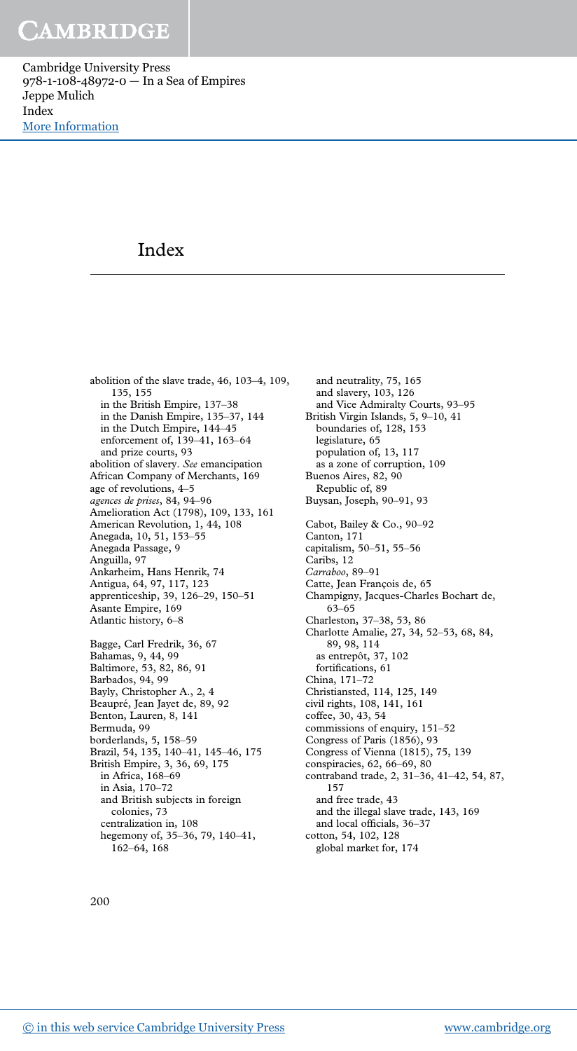# Index

abolition of the slave trade, 46, 103–4, 109, 135, 155
- in the British Empire, 137–38
- in the Danish Empire, 135–37, 144
- in the Dutch Empire, 144–45
- enforcement of, 139–41, 163–64
- and prize courts, 93

abolition of slavery. *See* emancipation

African Company of Merchants, 169

age of revolutions, 4–5

*agences de prises*, 84, 94–96

Amelioration Act (1798), 109, 133, 161

American Revolution, 1, 44, 108

Anegada, 10, 51, 153–55

Anegada Passage, 9

Anguilla, 97

Ankarheim, Hans Henrik, 74

Antigua, 64, 97, 117, 123

apprenticeship, 39, 126–29, 150–51

Asante Empire, 169

Atlantic history, 6–8

Bagge, Carl Fredrik, 36, 67

Bahamas, 9, 44, 99

Baltimore, 53, 82, 86, 91

Barbados, 94, 99

Bayly, Christopher A., 2, 4

Beaupré, Jean Jayet de, 89, 92

Benton, Lauren, 8, 141

Bermuda, 99

borderlands, 5, 158–59

Brazil, 54, 135, 140–41, 145–46, 175

British Empire, 3, 36, 69, 175
- in Africa, 168–69
- in Asia, 170–72
- and British subjects in foreign colonies, 73
- centralization in, 108
- hegemony of, 35–36, 79, 140–41, 162–64, 168
- and neutrality, 75, 165
- and slavery, 103, 126
- and Vice Admiralty Courts, 93–95

British Virgin Islands, 5, 9–10, 41
- boundaries of, 128, 153
- legislature, 65
- population of, 13, 117
- as a zone of corruption, 109

Buenos Aires, 82, 90
- Republic of, 89

Buysan, Joseph, 90–91, 93

Cabot, Bailey & Co., 90–92

Canton, 171

capitalism, 50–51, 55–56

Caribs, 12

*Carraboo*, 89–91

Catte, Jean François de, 65

Champigny, Jacques-Charles Bochart de, 63–65

Charleston, 37–38, 53, 86

Charlotte Amalie, 27, 34, 52–53, 68, 84, 89, 98, 114
- as entrepôt, 37, 102
- fortifications, 61

China, 171–72

Christiansted, 114, 125, 149

civil rights, 108, 141, 161

coffee, 30, 43, 54

commissions of enquiry, 151–52

Congress of Paris (1856), 93

Congress of Vienna (1815), 75, 139

conspiracies, 62, 66–69, 80

contraband trade, 2, 31–36, 41–42, 54, 87, 157
- and free trade, 43
- and the illegal slave trade, 143, 169
- and local officials, 36–37

cotton, 54, 102, 128
- global market for, 174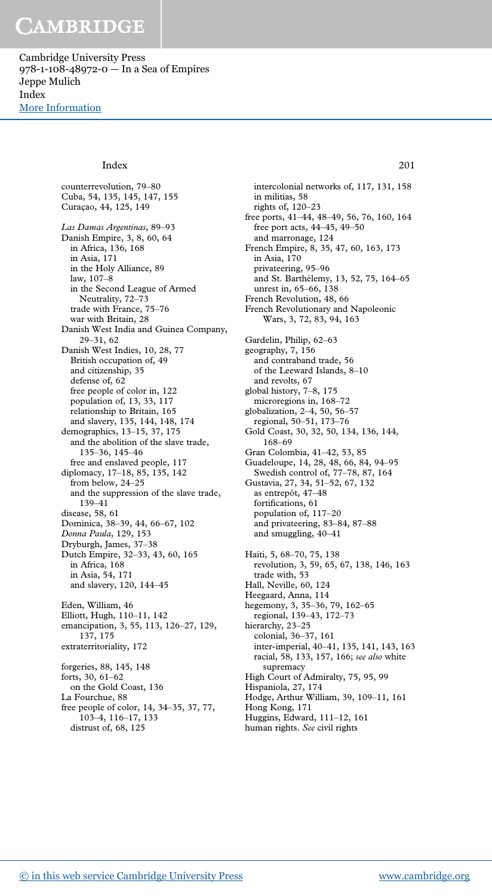counterrevolution, 79–80
Cuba, 54, 135, 145, 147, 155
Curaçao, 44, 125, 149

*Las Damas Argentinas*, 89–93
Danish Empire, 3, 8, 60, 64
  in Africa, 136, 168
  in Asia, 171
  in the Holy Alliance, 89
  law, 107–8
  in the Second League of Armed Neutrality, 72–73
  trade with France, 75–76
  war with Britain, 28
Danish West India and Guinea Company, 29–31, 62
Danish West Indies, 10, 28, 77
  British occupation of, 49
  and citizenship, 35
  defense of, 62
  free people of color in, 122
  population of, 13, 33, 117
  relationship to Britain, 165
  and slavery, 135, 144, 148, 174
demographics, 13–15, 37, 175
  and the abolition of the slave trade, 135–36, 145–46
  free and enslaved people, 117
diplomacy, 17–18, 85, 135, 142
  from below, 24–25
  and the suppression of the slave trade, 139–41
disease, 58, 61
Dominica, 38–39, 44, 66–67, 102
*Donna Paula*, 129, 153
Dryburgh, James, 37–38
Dutch Empire, 32–33, 43, 60, 165
  in Africa, 168
  in Asia, 54, 171
  and slavery, 120, 144–45

Eden, William, 46
Elliott, Hugh, 110–11, 142
emancipation, 3, 55, 113, 126–27, 129, 137, 175
extraterritoriality, 172

forgeries, 88, 145, 148
forts, 30, 61–62
  on the Gold Coast, 136
La Fourchue, 88
free people of color, 14, 34–35, 37, 77, 103–4, 116–17, 133
  distrust of, 68, 125
  intercolonial networks of, 117, 131, 158
  in militias, 58
  rights of, 120–23
free ports, 41–44, 48–49, 56, 76, 160, 164
  free port acts, 44–45, 49–50
  and marronage, 124
French Empire, 8, 35, 47, 60, 163, 173
  in Asia, 170
  privateering, 95–96
  and St. Barthélemy, 13, 52, 75, 164–65
  unrest in, 65–66, 138
French Revolution, 48, 66
French Revolutionary and Napoleonic Wars, 3, 72, 83, 94, 163

Gardelin, Philip, 62–63
geography, 7, 156
  and contraband trade, 56
  of the Leeward Islands, 8–10
  and revolts, 67
global history, 7–8, 175
  microregions in, 168–72
globalization, 2–4, 50, 56–57
  regional, 50–51, 173–76
Gold Coast, 30, 32, 50, 134, 136, 144, 168–69
Gran Colombia, 41–42, 53, 85
Guadeloupe, 14, 28, 48, 66, 84, 94–95
  Swedish control of, 77–78, 87, 164
Gustavia, 27, 34, 51–52, 67, 132
  as entrepôt, 47–48
  fortifications, 61
  population of, 117–20
  and privateering, 83–84, 87–88
  and smuggling, 40–41

Haiti, 5, 68–70, 75, 138
  revolution, 3, 59, 65, 67, 138, 146, 163
  trade with, 53
Hall, Neville, 60, 124
Heegaard, Anna, 114
hegemony, 3, 35–36, 79, 162–65
  regional, 139–43, 172–73
hierarchy, 23–25
  colonial, 36–37, 161
  inter-imperial, 40–41, 135, 141, 143, 163
  racial, 58, 133, 157, 166; *see also* white supremacy
High Court of Admiralty, 75, 95, 99
Hispaniola, 27, 174
Hodge, Arthur William, 39, 109–11, 161
Hong Kong, 171
Huggins, Edward, 111–12, 161
human rights. *See* civil rights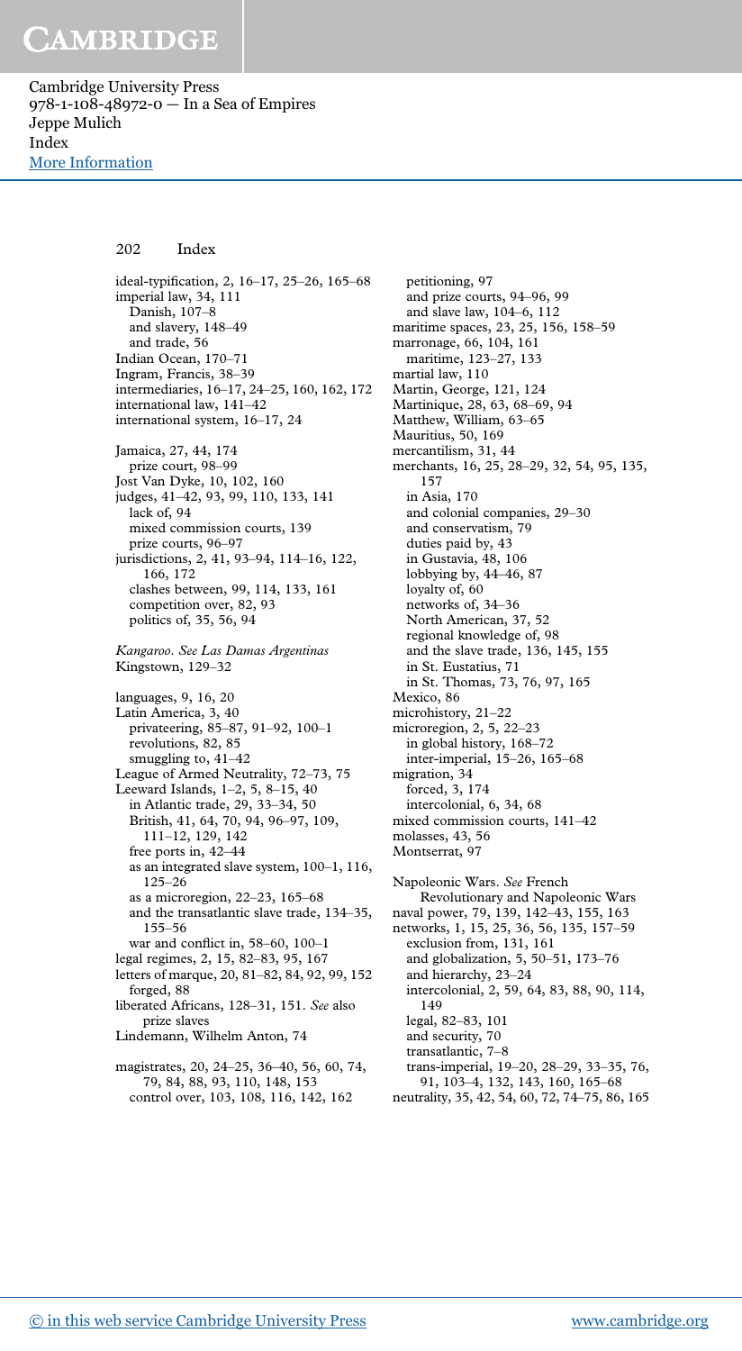ideal-typification, 2, 16–17, 25–26, 165–68
imperial law, 34, 111
  Danish, 107–8
  and slavery, 148–49
  and trade, 56
Indian Ocean, 170–71
Ingram, Francis, 38–39
intermediaries, 16–17, 24–25, 160, 162, 172
international law, 141–42
international system, 16–17, 24

Jamaica, 27, 44, 174
  prize court, 98–99
Jost Van Dyke, 10, 102, 160
judges, 41–42, 93, 99, 110, 133, 141
  lack of, 94
  mixed commission courts, 139
  prize courts, 96–97
jurisdictions, 2, 41, 93–94, 114–16, 122, 166, 172
  clashes between, 99, 114, 133, 161
  competition over, 82, 93
  politics of, 35, 56, 94

*Kangaroo*. *See Las Damas Argentinas*
Kingstown, 129–32

languages, 9, 16, 20
Latin America, 3, 40
  privateering, 85–87, 91–92, 100–1
  revolutions, 82, 85
  smuggling to, 41–42
League of Armed Neutrality, 72–73, 75
Leeward Islands, 1–2, 5, 8–15, 40
  in Atlantic trade, 29, 33–34, 50
  British, 41, 64, 70, 94, 96–97, 109, 111–12, 129, 142
  free ports in, 42–44
  as an integrated slave system, 100–1, 116, 125–26
  as a microregion, 22–23, 165–68
  and the transatlantic slave trade, 134–35, 155–56
  war and conflict in, 58–60, 100–1
legal regimes, 2, 15, 82–83, 95, 167
letters of marque, 20, 81–82, 84, 92, 99, 152
  forged, 88
liberated Africans, 128–31, 151. *See* also prize slaves
Lindemann, Wilhelm Anton, 74

magistrates, 20, 24–25, 36–40, 56, 60, 74, 79, 84, 88, 93, 110, 148, 153
  control over, 103, 108, 116, 142, 162
  petitioning, 97
  and prize courts, 94–96, 99
  and slave law, 104–6, 112
maritime spaces, 23, 25, 156, 158–59
marronage, 66, 104, 161
  maritime, 123–27, 133
martial law, 110
Martin, George, 121, 124
Martinique, 28, 63, 68–69, 94
Matthew, William, 63–65
Mauritius, 50, 169
mercantilism, 31, 44
merchants, 16, 25, 28–29, 32, 54, 95, 135, 157
  in Asia, 170
  and colonial companies, 29–30
  and conservatism, 79
  duties paid by, 43
  in Gustavia, 48, 106
  lobbying by, 44–46, 87
  loyalty of, 60
  networks of, 34–36
  North American, 37, 52
  regional knowledge of, 98
  and the slave trade, 136, 145, 155
  in St. Eustatius, 71
  in St. Thomas, 73, 76, 97, 165
Mexico, 86
microhistory, 21–22
microregion, 2, 5, 22–23
  in global history, 168–72
  inter-imperial, 15–26, 165–68
migration, 34
  forced, 3, 174
  intercolonial, 6, 34, 68
mixed commission courts, 141–42
molasses, 43, 56
Montserrat, 97

Napoleonic Wars. *See* French Revolutionary and Napoleonic Wars
naval power, 79, 139, 142–43, 155, 163
networks, 1, 15, 25, 36, 56, 135, 157–59
  exclusion from, 131, 161
  and globalization, 5, 50–51, 173–76
  and hierarchy, 23–24
  intercolonial, 2, 59, 64, 83, 88, 90, 114, 149
  legal, 82–83, 101
  and security, 70
  transatlantic, 7–8
  trans-imperial, 19–20, 28–29, 33–35, 76, 91, 103–4, 132, 143, 160, 165–68
neutrality, 35, 42, 54, 60, 72, 74–75, 86, 165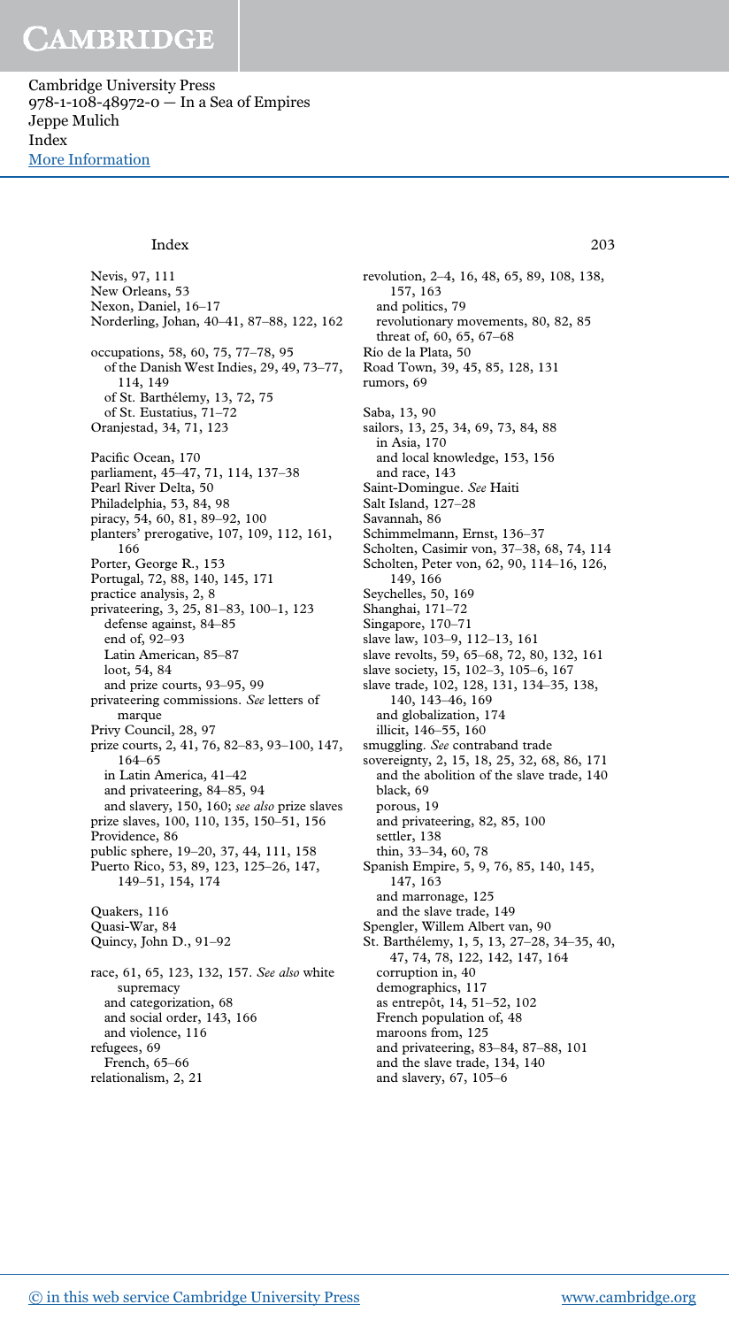# Index

Nevis, 97, 111
New Orleans, 53
Nexon, Daniel, 16–17
Norderling, Johan, 40–41, 87–88, 122, 162

occupations, 58, 60, 75, 77–78, 95
  of the Danish West Indies, 29, 49, 73–77, 114, 149
  of St. Barthélemy, 13, 72, 75
  of St. Eustatius, 71–72
Oranjestad, 34, 71, 123

Pacific Ocean, 170
parliament, 45–47, 71, 114, 137–38
Pearl River Delta, 50
Philadelphia, 53, 84, 98
piracy, 54, 60, 81, 89–92, 100
planters' prerogative, 107, 109, 112, 161, 166
Porter, George R., 153
Portugal, 72, 88, 140, 145, 171
practice analysis, 2, 8
privateering, 3, 25, 81–83, 100–1, 123
  defense against, 84–85
  end of, 92–93
  Latin American, 85–87
  loot, 54, 84
  and prize courts, 93–95, 99
privateering commissions. *See* letters of marque
Privy Council, 28, 97
prize courts, 2, 41, 76, 82–83, 93–100, 147, 164–65
  in Latin America, 41–42
  and privateering, 84–85, 94
  and slavery, 150, 160; *see also* prize slaves
prize slaves, 100, 110, 135, 150–51, 156
Providence, 86
public sphere, 19–20, 37, 44, 111, 158
Puerto Rico, 53, 89, 123, 125–26, 147, 149–51, 154, 174

Quakers, 116
Quasi-War, 84
Quincy, John D., 91–92

race, 61, 65, 123, 132, 157. *See also* white supremacy
  and categorization, 68
  and social order, 143, 166
  and violence, 116
refugees, 69
  French, 65–66
relationalism, 2, 21
revolution, 2–4, 16, 48, 65, 89, 108, 138, 157, 163
  and politics, 79
  revolutionary movements, 80, 82, 85
  threat of, 60, 65, 67–68
Río de la Plata, 50
Road Town, 39, 45, 85, 128, 131
rumors, 69

Saba, 13, 90
sailors, 13, 25, 34, 69, 73, 84, 88
  in Asia, 170
  and local knowledge, 153, 156
  and race, 143
Saint-Domingue. *See* Haiti
Salt Island, 127–28
Savannah, 86
Schimmelmann, Ernst, 136–37
Scholten, Casimir von, 37–38, 68, 74, 114
Scholten, Peter von, 62, 90, 114–16, 126, 149, 166
Seychelles, 50, 169
Shanghai, 171–72
Singapore, 170–71
slave law, 103–9, 112–13, 161
slave revolts, 59, 65–68, 72, 80, 132, 161
slave society, 15, 102–3, 105–6, 167
slave trade, 102, 128, 131, 134–35, 138, 140, 143–46, 169
  and globalization, 174
  illicit, 146–55, 160
smuggling. *See* contraband trade
sovereignty, 2, 15, 18, 25, 32, 68, 86, 171
  and the abolition of the slave trade, 140
  black, 69
  porous, 19
  and privateering, 82, 85, 100
  settler, 138
  thin, 33–34, 60, 78
Spanish Empire, 5, 9, 76, 85, 140, 145, 147, 163
  and marronage, 125
  and the slave trade, 149
Spengler, Willem Albert van, 90
St. Barthélemy, 1, 5, 13, 27–28, 34–35, 40, 47, 74, 78, 122, 142, 147, 164
  corruption in, 40
  demographics, 117
  as entrepôt, 14, 51–52, 102
  French population of, 48
  maroons from, 125
  and privateering, 83–84, 87–88, 101
  and the slave trade, 134, 140
  and slavery, 67, 105–6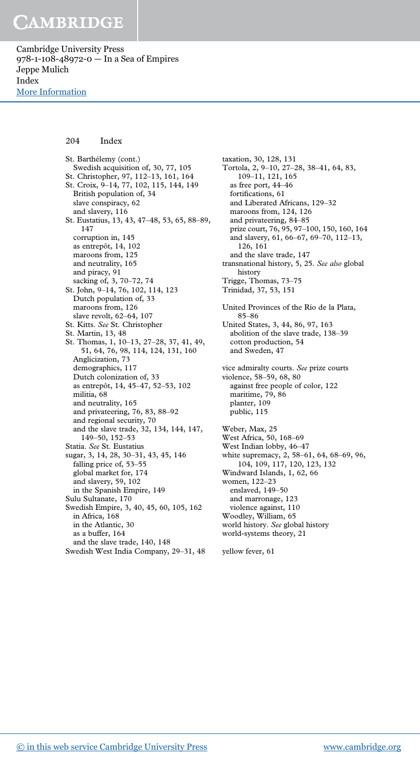St. Barthélemy (cont.)
  Swedish acquisition of, 30, 77, 105
St. Christopher, 97, 112–13, 161, 164
St. Croix, 9–14, 77, 102, 115, 144, 149
  British population of, 34
  slave conspiracy, 62
  and slavery, 116
St. Eustatius, 13, 43, 47–48, 53, 65, 88–89, 147
  corruption in, 145
  as entrepôt, 14, 102
  maroons from, 125
  and neutrality, 165
  and piracy, 91
  sacking of, 3, 70–72, 74
St. John, 9–14, 76, 102, 114, 123
  Dutch population of, 33
  maroons from, 126
  slave revolt, 62–64, 107
St. Kitts. *See* St. Christopher
St. Martin, 13, 48
St. Thomas, 1, 10–13, 27–28, 37, 41, 49, 51, 64, 76, 98, 114, 124, 131, 160
  Anglicization, 73
  demographics, 117
  Dutch colonization of, 33
  as entrepôt, 14, 45–47, 52–53, 102
  militia, 68
  and neutrality, 165
  and privateering, 76, 83, 88–92
  and regional security, 70
  and the slave trade, 32, 134, 144, 147, 149–50, 152–53
Statia. *See* St. Eustatius
sugar, 3, 14, 28, 30–31, 43, 45, 146
  falling price of, 53–55
  global market for, 174
  and slavery, 59, 102
  in the Spanish Empire, 149
Sulu Sultanate, 170
Swedish Empire, 3, 40, 45, 60, 105, 162
  in Africa, 168
  in the Atlantic, 30
  as a buffer, 164
  and the slave trade, 140, 148
Swedish West India Company, 29–31, 48

taxation, 30, 128, 131
Tortola, 2, 9–10, 27–28, 38–41, 64, 83, 109–11, 121, 165
  as free port, 44–46
  fortifications, 61
  and Liberated Africans, 129–32
  maroons from, 124, 126
  and privateering, 84–85
  prize court, 76, 95, 97–100, 150, 160, 164
  and slavery, 61, 66–67, 69–70, 112–13, 126, 161
  and the slave trade, 147
transnational history, 5, 25. *See also* global history
Trigge, Thomas, 73–75
Trinidad, 37, 53, 151

United Provinces of the Río de la Plata, 85–86
United States, 3, 44, 86, 97, 163
  abolition of the slave trade, 138–39
  cotton production, 54
  and Sweden, 47

vice admiralty courts. *See* prize courts
violence, 58–59, 68, 80
  against free people of color, 122
  maritime, 79, 86
  planter, 109
  public, 115

Weber, Max, 25
West Africa, 50, 168–69
West Indian lobby, 46–47
white supremacy, 2, 58–61, 64, 68–69, 96, 104, 109, 117, 120, 123, 132
Windward Islands, 1, 62, 66
women, 122–23
  enslaved, 149–50
  and marronage, 123
  violence against, 110
Woodley, William, 65
world history. *See* global history
world-systems theory, 21

yellow fever, 61